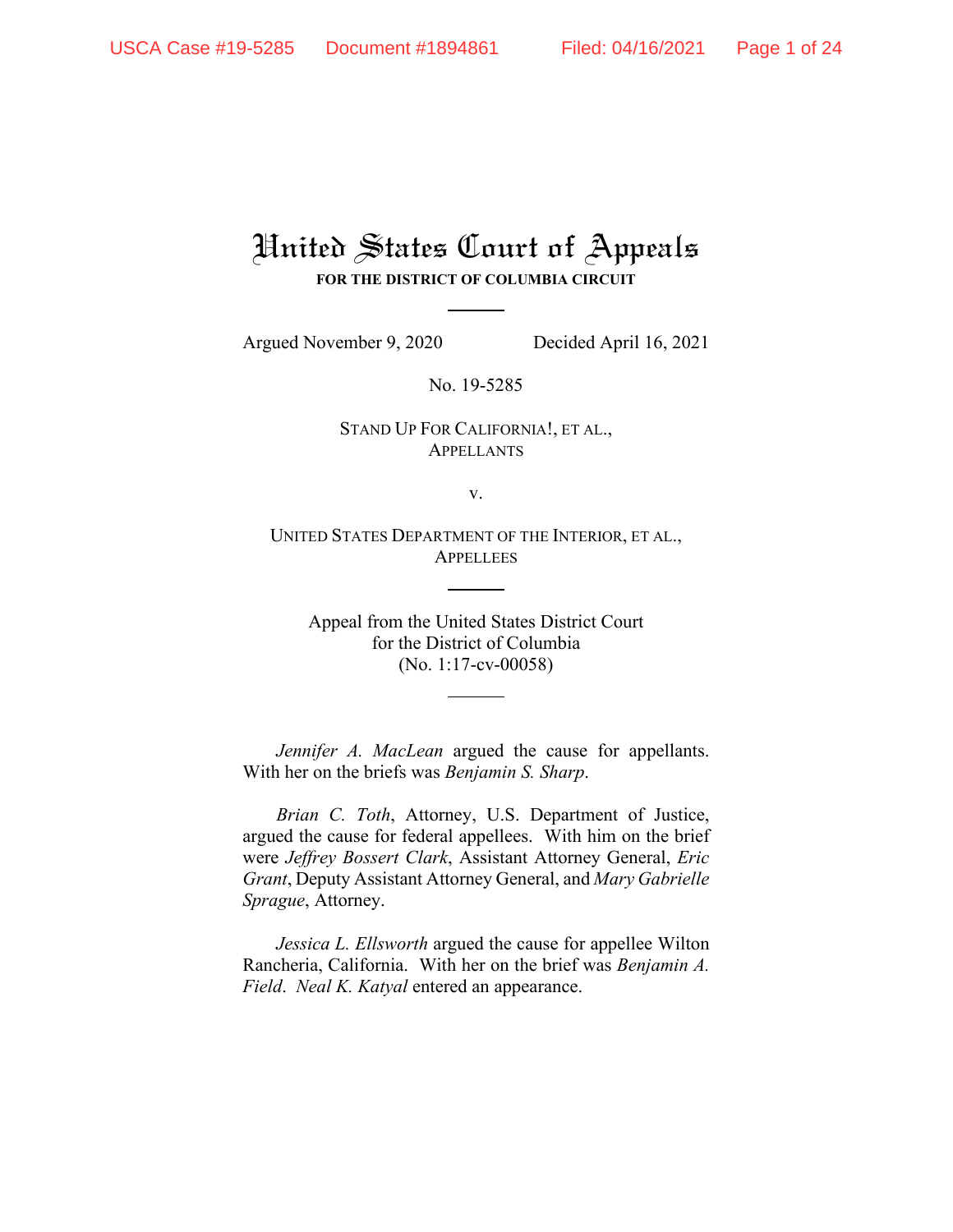# United States Court of Appeals

**FOR THE DISTRICT OF COLUMBIA CIRCUIT**

Argued November 9, 2020 Decided April 16, 2021

No. 19-5285

STAND UP FOR CALIFORNIA!, ET AL.,
APPELLANTS

v.

UNITED STATES DEPARTMENT OF THE INTERIOR, ET AL.,
APPELLEES

Appeal from the United States District Court
for the District of Columbia
(No. 1:17-cv-00058)

*Jennifer A. MacLean* argued the cause for appellants. With her on the briefs was *Benjamin S. Sharp*.

*Brian C. Toth*, Attorney, U.S. Department of Justice, argued the cause for federal appellees. With him on the brief were *Jeffrey Bossert Clark*, Assistant Attorney General, *Eric Grant*, Deputy Assistant Attorney General, and *Mary Gabrielle Sprague*, Attorney.

*Jessica L. Ellsworth* argued the cause for appellee Wilton Rancheria, California. With her on the brief was *Benjamin A. Field*. *Neal K. Katyal* entered an appearance.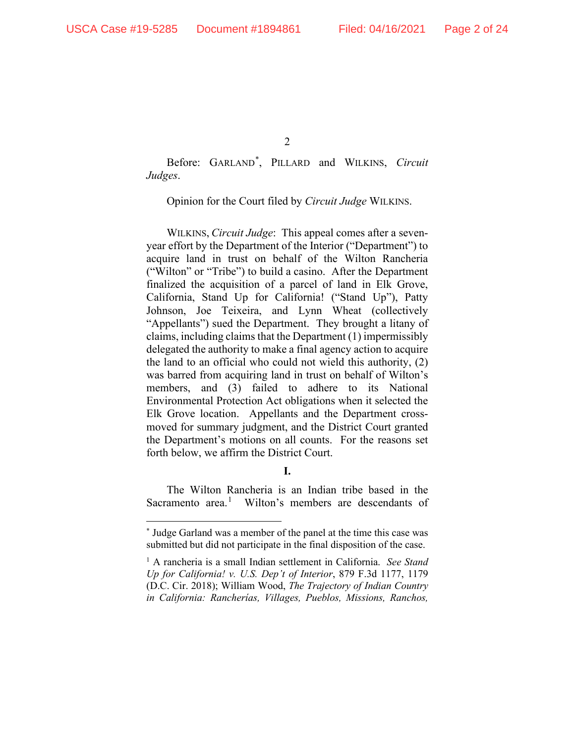Before: GARLAND[*], PILLARD and WILKINS, *Circuit Judges*.

Opinion for the Court filed by *Circuit Judge* WILKINS.

WILKINS, *Circuit Judge*: This appeal comes after a seven-year effort by the Department of the Interior ("Department") to acquire land in trust on behalf of the Wilton Rancheria ("Wilton" or "Tribe") to build a casino. After the Department finalized the acquisition of a parcel of land in Elk Grove, California, Stand Up for California! ("Stand Up"), Patty Johnson, Joe Teixeira, and Lynn Wheat (collectively "Appellants") sued the Department. They brought a litany of claims, including claims that the Department (1) impermissibly delegated the authority to make a final agency action to acquire the land to an official who could not wield this authority, (2) was barred from acquiring land in trust on behalf of Wilton's members, and (3) failed to adhere to its National Environmental Protection Act obligations when it selected the Elk Grove location. Appellants and the Department cross-moved for summary judgment, and the District Court granted the Department's motions on all counts. For the reasons set forth below, we affirm the District Court.

**I.**

The Wilton Rancheria is an Indian tribe based in the Sacramento area.[1] Wilton's members are descendants of

---

[*] Judge Garland was a member of the panel at the time this case was submitted but did not participate in the final disposition of the case.

[1] A rancheria is a small Indian settlement in California. *See Stand Up for California! v. U.S. Dep't of Interior*, 879 F.3d 1177, 1179 (D.C. Cir. 2018); William Wood, *The Trajectory of Indian Country in California: Rancherías, Villages, Pueblos, Missions, Ranchos,*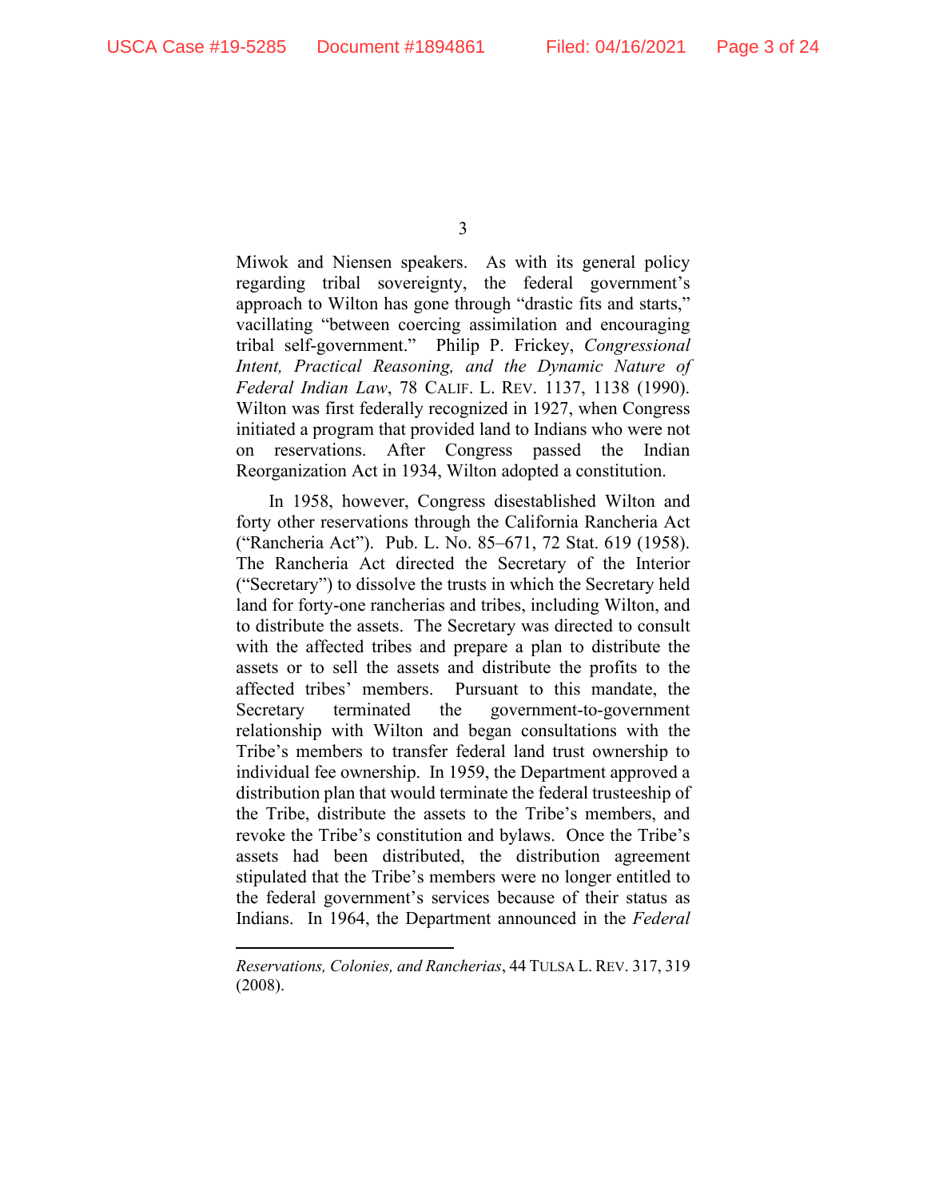Miwok and Niensen speakers. As with its general policy regarding tribal sovereignty, the federal government's approach to Wilton has gone through "drastic fits and starts," vacillating "between coercing assimilation and encouraging tribal self-government." Philip P. Frickey, *Congressional Intent, Practical Reasoning, and the Dynamic Nature of Federal Indian Law*, 78 CALIF. L. REV. 1137, 1138 (1990). Wilton was first federally recognized in 1927, when Congress initiated a program that provided land to Indians who were not on reservations. After Congress passed the Indian Reorganization Act in 1934, Wilton adopted a constitution.

In 1958, however, Congress disestablished Wilton and forty other reservations through the California Rancheria Act ("Rancheria Act"). Pub. L. No. 85–671, 72 Stat. 619 (1958). The Rancheria Act directed the Secretary of the Interior ("Secretary") to dissolve the trusts in which the Secretary held land for forty-one rancherias and tribes, including Wilton, and to distribute the assets. The Secretary was directed to consult with the affected tribes and prepare a plan to distribute the assets or to sell the assets and distribute the profits to the affected tribes' members. Pursuant to this mandate, the Secretary terminated the government-to-government relationship with Wilton and began consultations with the Tribe's members to transfer federal land trust ownership to individual fee ownership. In 1959, the Department approved a distribution plan that would terminate the federal trusteeship of the Tribe, distribute the assets to the Tribe's members, and revoke the Tribe's constitution and bylaws. Once the Tribe's assets had been distributed, the distribution agreement stipulated that the Tribe's members were no longer entitled to the federal government's services because of their status as Indians. In 1964, the Department announced in the *Federal*

---

*Reservations, Colonies, and Rancherias*, 44 TULSA L. REV. 317, 319 (2008).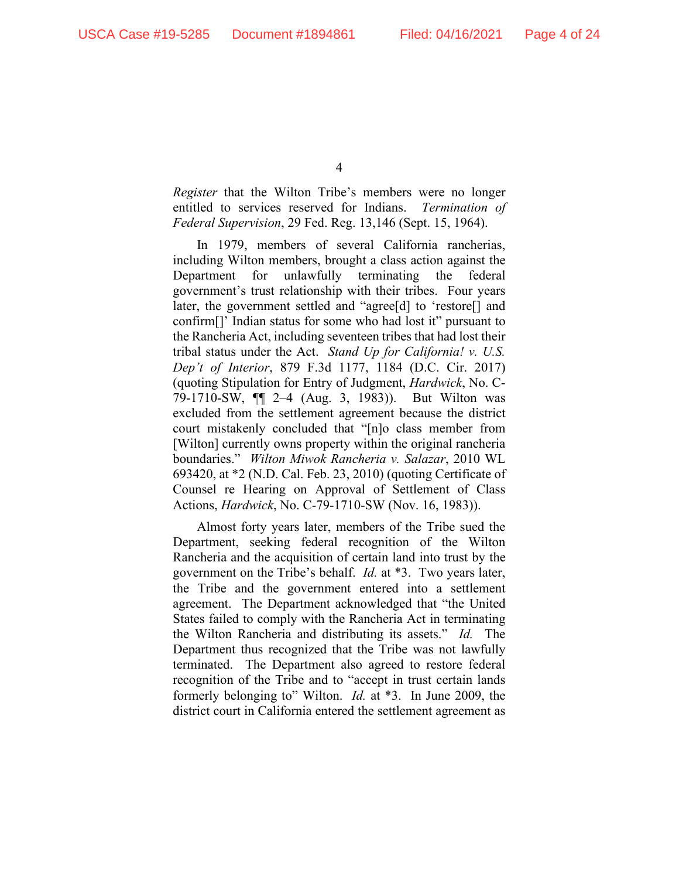*Register* that the Wilton Tribe's members were no longer entitled to services reserved for Indians. *Termination of Federal Supervision*, 29 Fed. Reg. 13,146 (Sept. 15, 1964).

In 1979, members of several California rancherias, including Wilton members, brought a class action against the Department for unlawfully terminating the federal government's trust relationship with their tribes. Four years later, the government settled and "agree[d] to 'restore[] and confirm[]' Indian status for some who had lost it" pursuant to the Rancheria Act, including seventeen tribes that had lost their tribal status under the Act. *Stand Up for California! v. U.S. Dep't of Interior*, 879 F.3d 1177, 1184 (D.C. Cir. 2017) (quoting Stipulation for Entry of Judgment, *Hardwick*, No. C-79-1710-SW, ¶¶ 2–4 (Aug. 3, 1983)). But Wilton was excluded from the settlement agreement because the district court mistakenly concluded that "[n]o class member from [Wilton] currently owns property within the original rancheria boundaries." *Wilton Miwok Rancheria v. Salazar*, 2010 WL 693420, at *2 (N.D. Cal. Feb. 23, 2010) (quoting Certificate of Counsel re Hearing on Approval of Settlement of Class Actions, *Hardwick*, No. C-79-1710-SW (Nov. 16, 1983)).

Almost forty years later, members of the Tribe sued the Department, seeking federal recognition of the Wilton Rancheria and the acquisition of certain land into trust by the government on the Tribe's behalf. *Id.* at *3. Two years later, the Tribe and the government entered into a settlement agreement. The Department acknowledged that "the United States failed to comply with the Rancheria Act in terminating the Wilton Rancheria and distributing its assets." *Id.* The Department thus recognized that the Tribe was not lawfully terminated. The Department also agreed to restore federal recognition of the Tribe and to "accept in trust certain lands formerly belonging to" Wilton. *Id.* at *3. In June 2009, the district court in California entered the settlement agreement as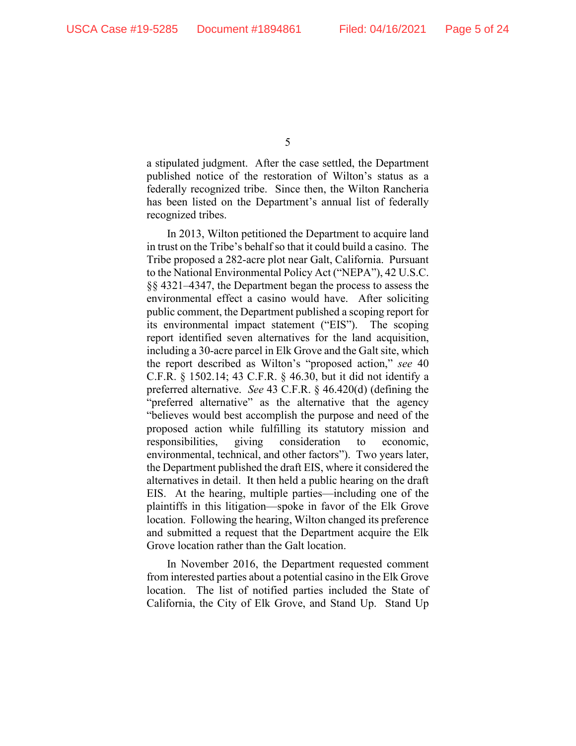a stipulated judgment. After the case settled, the Department published notice of the restoration of Wilton's status as a federally recognized tribe. Since then, the Wilton Rancheria has been listed on the Department's annual list of federally recognized tribes.

In 2013, Wilton petitioned the Department to acquire land in trust on the Tribe's behalf so that it could build a casino. The Tribe proposed a 282-acre plot near Galt, California. Pursuant to the National Environmental Policy Act ("NEPA"), 42 U.S.C. §§ 4321–4347, the Department began the process to assess the environmental effect a casino would have. After soliciting public comment, the Department published a scoping report for its environmental impact statement ("EIS"). The scoping report identified seven alternatives for the land acquisition, including a 30-acre parcel in Elk Grove and the Galt site, which the report described as Wilton's "proposed action," *see* 40 C.F.R. § 1502.14; 43 C.F.R. § 46.30, but it did not identify a preferred alternative. *See* 43 C.F.R. § 46.420(d) (defining the "preferred alternative" as the alternative that the agency "believes would best accomplish the purpose and need of the proposed action while fulfilling its statutory mission and responsibilities, giving consideration to economic, environmental, technical, and other factors"). Two years later, the Department published the draft EIS, where it considered the alternatives in detail. It then held a public hearing on the draft EIS. At the hearing, multiple parties—including one of the plaintiffs in this litigation—spoke in favor of the Elk Grove location. Following the hearing, Wilton changed its preference and submitted a request that the Department acquire the Elk Grove location rather than the Galt location.

In November 2016, the Department requested comment from interested parties about a potential casino in the Elk Grove location. The list of notified parties included the State of California, the City of Elk Grove, and Stand Up. Stand Up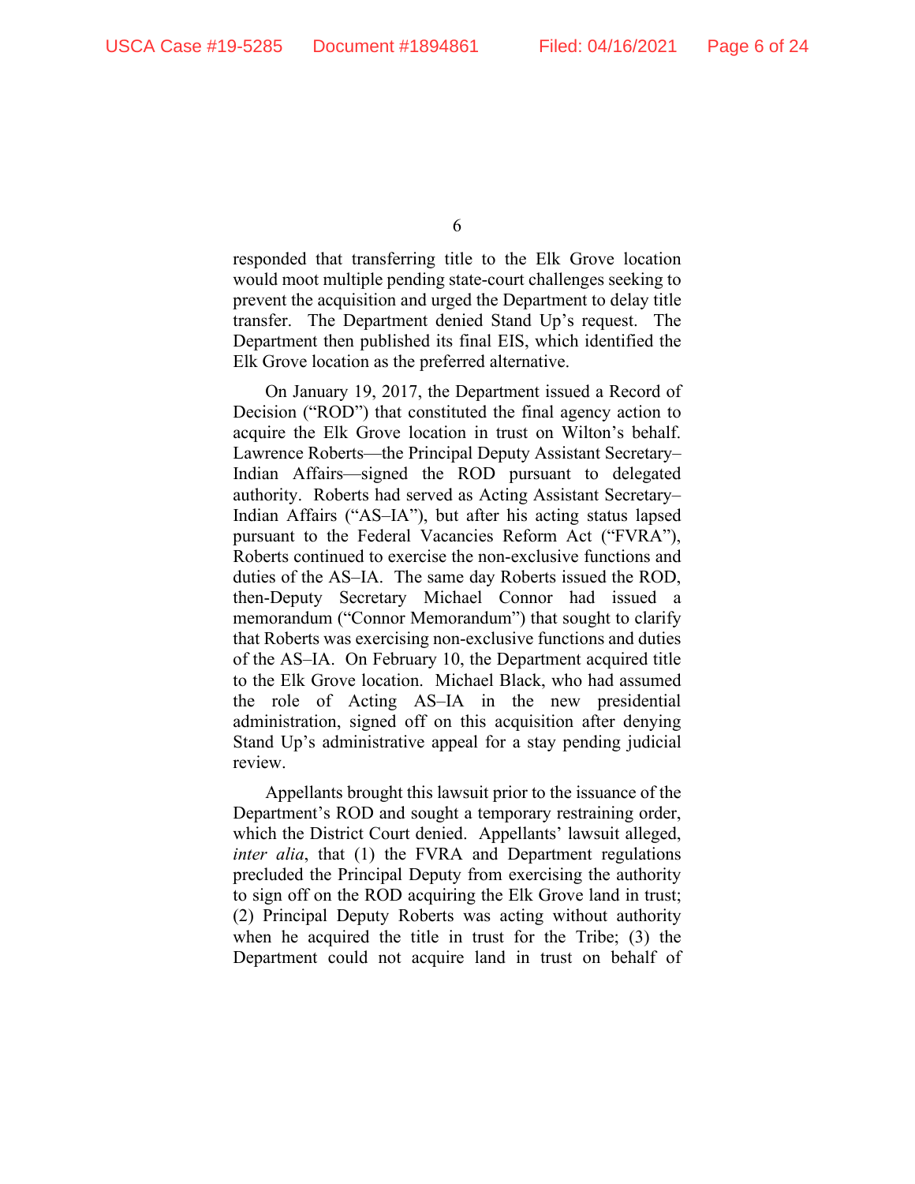responded that transferring title to the Elk Grove location would moot multiple pending state-court challenges seeking to prevent the acquisition and urged the Department to delay title transfer. The Department denied Stand Up's request. The Department then published its final EIS, which identified the Elk Grove location as the preferred alternative.

On January 19, 2017, the Department issued a Record of Decision ("ROD") that constituted the final agency action to acquire the Elk Grove location in trust on Wilton's behalf. Lawrence Roberts—the Principal Deputy Assistant Secretary–Indian Affairs—signed the ROD pursuant to delegated authority. Roberts had served as Acting Assistant Secretary–Indian Affairs ("AS–IA"), but after his acting status lapsed pursuant to the Federal Vacancies Reform Act ("FVRA"), Roberts continued to exercise the non-exclusive functions and duties of the AS–IA. The same day Roberts issued the ROD, then-Deputy Secretary Michael Connor had issued a memorandum ("Connor Memorandum") that sought to clarify that Roberts was exercising non-exclusive functions and duties of the AS–IA. On February 10, the Department acquired title to the Elk Grove location. Michael Black, who had assumed the role of Acting AS–IA in the new presidential administration, signed off on this acquisition after denying Stand Up's administrative appeal for a stay pending judicial review.

Appellants brought this lawsuit prior to the issuance of the Department's ROD and sought a temporary restraining order, which the District Court denied. Appellants' lawsuit alleged, *inter alia*, that (1) the FVRA and Department regulations precluded the Principal Deputy from exercising the authority to sign off on the ROD acquiring the Elk Grove land in trust; (2) Principal Deputy Roberts was acting without authority when he acquired the title in trust for the Tribe; (3) the Department could not acquire land in trust on behalf of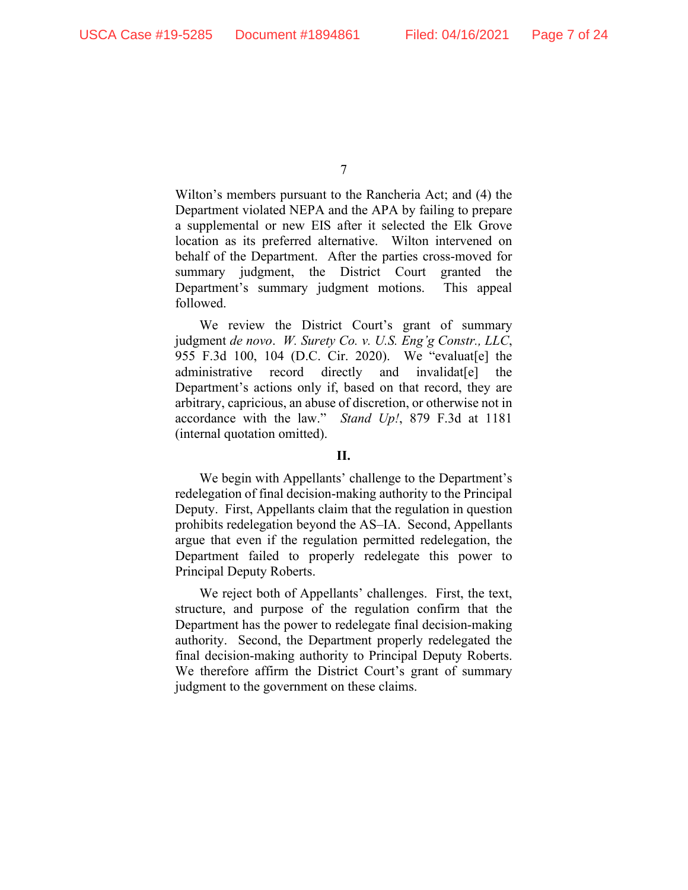Wilton's members pursuant to the Rancheria Act; and (4) the Department violated NEPA and the APA by failing to prepare a supplemental or new EIS after it selected the Elk Grove location as its preferred alternative. Wilton intervened on behalf of the Department. After the parties cross-moved for summary judgment, the District Court granted the Department's summary judgment motions. This appeal followed.

We review the District Court's grant of summary judgment *de novo*. *W. Surety Co. v. U.S. Eng'g Constr., LLC*, 955 F.3d 100, 104 (D.C. Cir. 2020). We "evaluat[e] the administrative record directly and invalidat[e] the Department's actions only if, based on that record, they are arbitrary, capricious, an abuse of discretion, or otherwise not in accordance with the law." *Stand Up!*, 879 F.3d at 1181 (internal quotation omitted).

## II.

We begin with Appellants' challenge to the Department's redelegation of final decision-making authority to the Principal Deputy. First, Appellants claim that the regulation in question prohibits redelegation beyond the AS–IA. Second, Appellants argue that even if the regulation permitted redelegation, the Department failed to properly redelegate this power to Principal Deputy Roberts.

We reject both of Appellants' challenges. First, the text, structure, and purpose of the regulation confirm that the Department has the power to redelegate final decision-making authority. Second, the Department properly redelegated the final decision-making authority to Principal Deputy Roberts. We therefore affirm the District Court's grant of summary judgment to the government on these claims.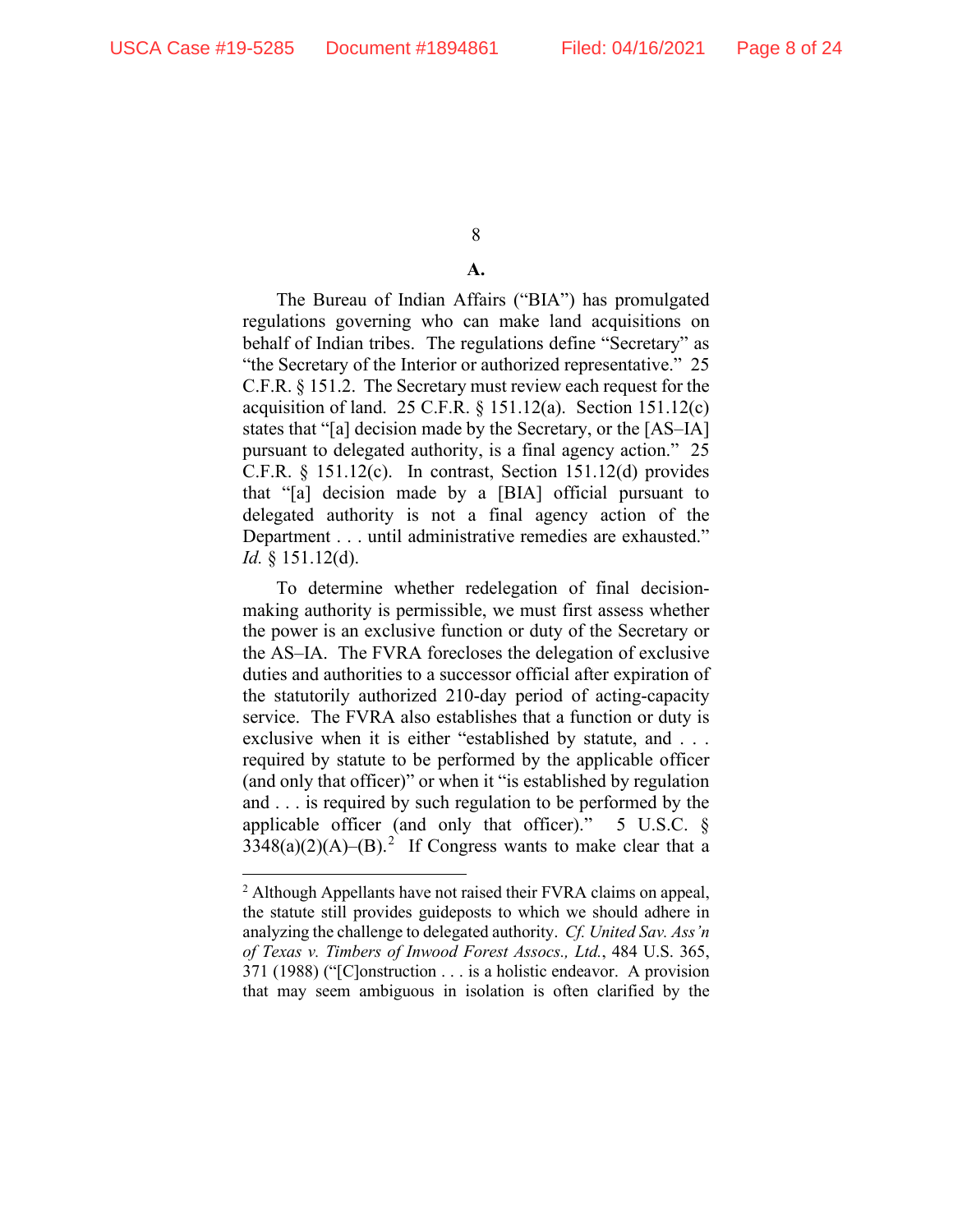### A.

The Bureau of Indian Affairs ("BIA") has promulgated regulations governing who can make land acquisitions on behalf of Indian tribes. The regulations define "Secretary" as "the Secretary of the Interior or authorized representative." 25 C.F.R. § 151.2. The Secretary must review each request for the acquisition of land. 25 C.F.R. § 151.12(a). Section 151.12(c) states that "[a] decision made by the Secretary, or the [AS–IA] pursuant to delegated authority, is a final agency action." 25 C.F.R. § 151.12(c). In contrast, Section 151.12(d) provides that "[a] decision made by a [BIA] official pursuant to delegated authority is not a final agency action of the Department . . . until administrative remedies are exhausted." *Id.* § 151.12(d).

To determine whether redelegation of final decision-making authority is permissible, we must first assess whether the power is an exclusive function or duty of the Secretary or the AS–IA. The FVRA forecloses the delegation of exclusive duties and authorities to a successor official after expiration of the statutorily authorized 210-day period of acting-capacity service. The FVRA also establishes that a function or duty is exclusive when it is either "established by statute, and . . . required by statute to be performed by the applicable officer (and only that officer)" or when it "is established by regulation and . . . is required by such regulation to be performed by the applicable officer (and only that officer)." 5 U.S.C. § 3348(a)(2)(A)–(B).[2] If Congress wants to make clear that a

[2] Although Appellants have not raised their FVRA claims on appeal, the statute still provides guideposts to which we should adhere in analyzing the challenge to delegated authority. *Cf. United Sav. Ass'n of Texas v. Timbers of Inwood Forest Assocs., Ltd.*, 484 U.S. 365, 371 (1988) ("[C]onstruction . . . is a holistic endeavor. A provision that may seem ambiguous in isolation is often clarified by the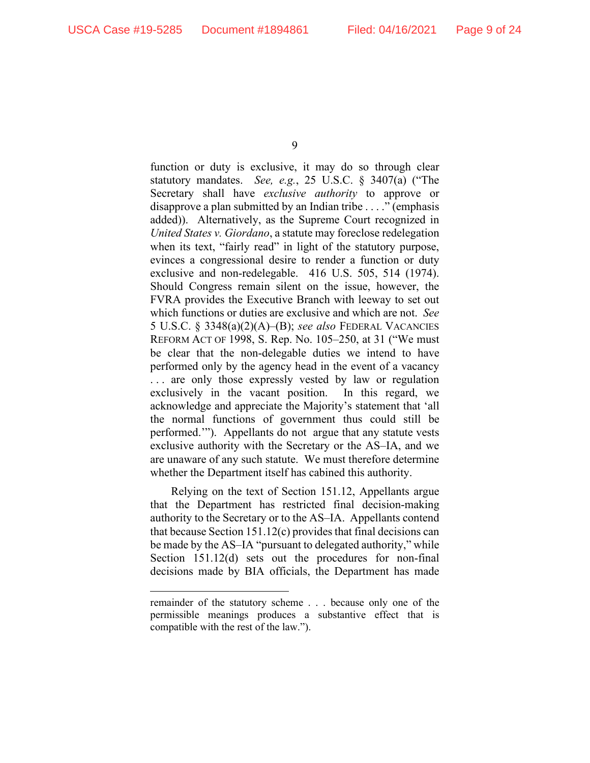function or duty is exclusive, it may do so through clear statutory mandates. *See, e.g.*, 25 U.S.C. § 3407(a) ("The Secretary shall have *exclusive authority* to approve or disapprove a plan submitted by an Indian tribe . . . ." (emphasis added)). Alternatively, as the Supreme Court recognized in *United States v. Giordano*, a statute may foreclose redelegation when its text, "fairly read" in light of the statutory purpose, evinces a congressional desire to render a function or duty exclusive and non-redelegable. 416 U.S. 505, 514 (1974). Should Congress remain silent on the issue, however, the FVRA provides the Executive Branch with leeway to set out which functions or duties are exclusive and which are not. *See* 5 U.S.C. § 3348(a)(2)(A)–(B); *see also* FEDERAL VACANCIES REFORM ACT OF 1998, S. Rep. No. 105–250, at 31 ("We must be clear that the non-delegable duties we intend to have performed only by the agency head in the event of a vacancy . . . are only those expressly vested by law or regulation exclusively in the vacant position. In this regard, we acknowledge and appreciate the Majority's statement that 'all the normal functions of government thus could still be performed.'"). Appellants do not argue that any statute vests exclusive authority with the Secretary or the AS–IA, and we are unaware of any such statute. We must therefore determine whether the Department itself has cabined this authority.

Relying on the text of Section 151.12, Appellants argue that the Department has restricted final decision-making authority to the Secretary or to the AS–IA. Appellants contend that because Section 151.12(c) provides that final decisions can be made by the AS–IA "pursuant to delegated authority," while Section 151.12(d) sets out the procedures for non-final decisions made by BIA officials, the Department has made

---

remainder of the statutory scheme . . . because only one of the permissible meanings produces a substantive effect that is compatible with the rest of the law.").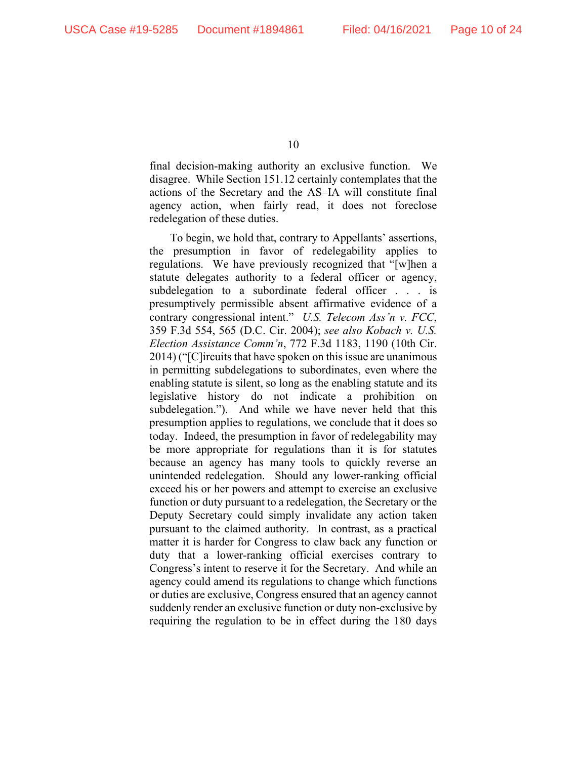final decision-making authority an exclusive function. We disagree. While Section 151.12 certainly contemplates that the actions of the Secretary and the AS–IA will constitute final agency action, when fairly read, it does not foreclose redelegation of these duties.

To begin, we hold that, contrary to Appellants' assertions, the presumption in favor of redelegability applies to regulations. We have previously recognized that "[w]hen a statute delegates authority to a federal officer or agency, subdelegation to a subordinate federal officer . . . is presumptively permissible absent affirmative evidence of a contrary congressional intent." *U.S. Telecom Ass'n v. FCC*, 359 F.3d 554, 565 (D.C. Cir. 2004); *see also Kobach v. U.S. Election Assistance Comm'n*, 772 F.3d 1183, 1190 (10th Cir. 2014) ("[C]ircuits that have spoken on this issue are unanimous in permitting subdelegations to subordinates, even where the enabling statute is silent, so long as the enabling statute and its legislative history do not indicate a prohibition on subdelegation."). And while we have never held that this presumption applies to regulations, we conclude that it does so today. Indeed, the presumption in favor of redelegability may be more appropriate for regulations than it is for statutes because an agency has many tools to quickly reverse an unintended redelegation. Should any lower-ranking official exceed his or her powers and attempt to exercise an exclusive function or duty pursuant to a redelegation, the Secretary or the Deputy Secretary could simply invalidate any action taken pursuant to the claimed authority. In contrast, as a practical matter it is harder for Congress to claw back any function or duty that a lower-ranking official exercises contrary to Congress's intent to reserve it for the Secretary. And while an agency could amend its regulations to change which functions or duties are exclusive, Congress ensured that an agency cannot suddenly render an exclusive function or duty non-exclusive by requiring the regulation to be in effect during the 180 days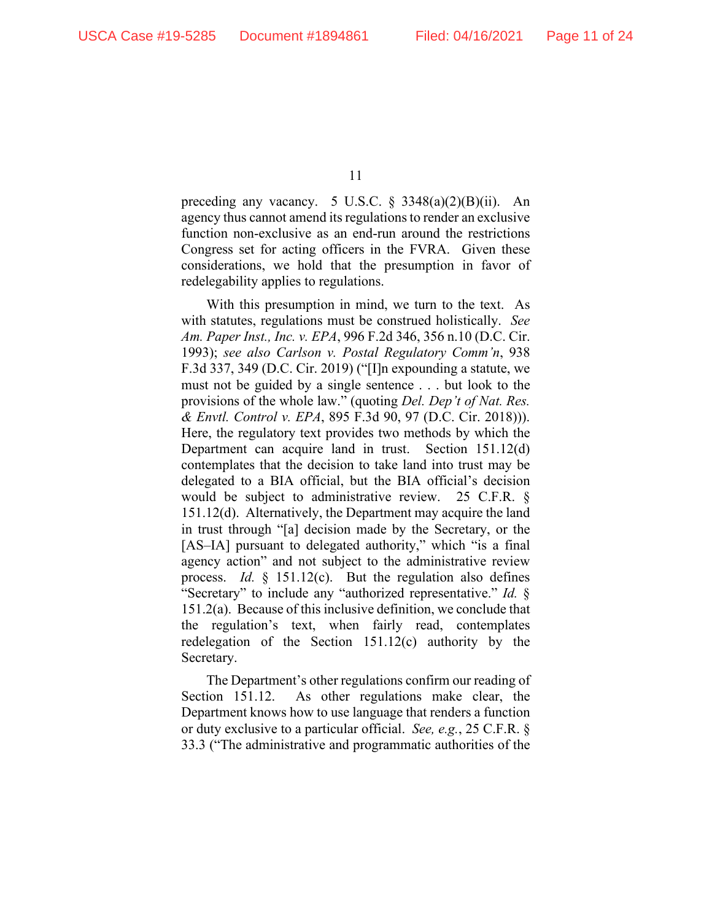preceding any vacancy. 5 U.S.C. § 3348(a)(2)(B)(ii). An agency thus cannot amend its regulations to render an exclusive function non-exclusive as an end-run around the restrictions Congress set for acting officers in the FVRA. Given these considerations, we hold that the presumption in favor of redelegability applies to regulations.

With this presumption in mind, we turn to the text. As with statutes, regulations must be construed holistically. *See Am. Paper Inst., Inc. v. EPA*, 996 F.2d 346, 356 n.10 (D.C. Cir. 1993); *see also Carlson v. Postal Regulatory Comm'n*, 938 F.3d 337, 349 (D.C. Cir. 2019) ("[I]n expounding a statute, we must not be guided by a single sentence . . . but look to the provisions of the whole law." (quoting *Del. Dep't of Nat. Res. & Envtl. Control v. EPA*, 895 F.3d 90, 97 (D.C. Cir. 2018))). Here, the regulatory text provides two methods by which the Department can acquire land in trust. Section 151.12(d) contemplates that the decision to take land into trust may be delegated to a BIA official, but the BIA official's decision would be subject to administrative review. 25 C.F.R. § 151.12(d). Alternatively, the Department may acquire the land in trust through "[a] decision made by the Secretary, or the [AS–IA] pursuant to delegated authority," which "is a final agency action" and not subject to the administrative review process. *Id.* § 151.12(c). But the regulation also defines "Secretary" to include any "authorized representative." *Id.* § 151.2(a). Because of this inclusive definition, we conclude that the regulation's text, when fairly read, contemplates redelegation of the Section 151.12(c) authority by the Secretary.

The Department's other regulations confirm our reading of Section 151.12. As other regulations make clear, the Department knows how to use language that renders a function or duty exclusive to a particular official. *See, e.g.*, 25 C.F.R. § 33.3 ("The administrative and programmatic authorities of the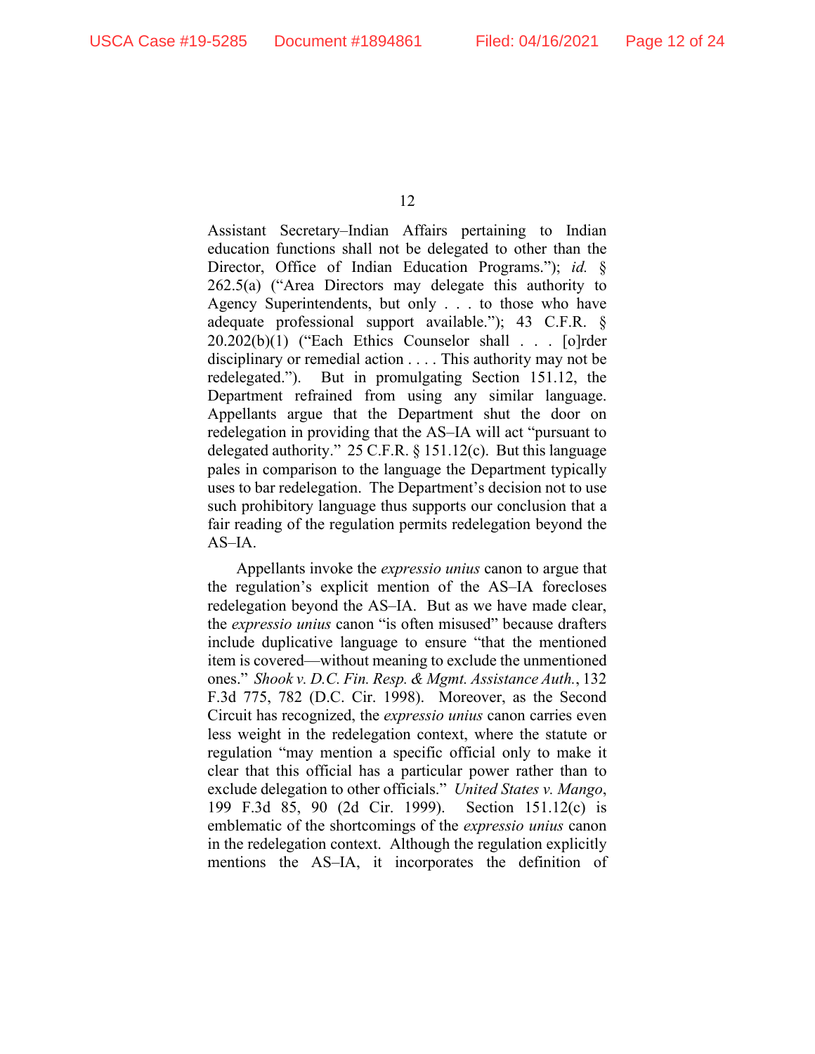Assistant Secretary–Indian Affairs pertaining to Indian education functions shall not be delegated to other than the Director, Office of Indian Education Programs."); *id.* § 262.5(a) ("Area Directors may delegate this authority to Agency Superintendents, but only . . . to those who have adequate professional support available."); 43 C.F.R. § 20.202(b)(1) ("Each Ethics Counselor shall . . . [o]rder disciplinary or remedial action . . . . This authority may not be redelegated."). But in promulgating Section 151.12, the Department refrained from using any similar language. Appellants argue that the Department shut the door on redelegation in providing that the AS–IA will act "pursuant to delegated authority." 25 C.F.R. § 151.12(c). But this language pales in comparison to the language the Department typically uses to bar redelegation. The Department's decision not to use such prohibitory language thus supports our conclusion that a fair reading of the regulation permits redelegation beyond the AS–IA.

Appellants invoke the *expressio unius* canon to argue that the regulation's explicit mention of the AS–IA forecloses redelegation beyond the AS–IA. But as we have made clear, the *expressio unius* canon "is often misused" because drafters include duplicative language to ensure "that the mentioned item is covered—without meaning to exclude the unmentioned ones." *Shook v. D.C. Fin. Resp. & Mgmt. Assistance Auth.*, 132 F.3d 775, 782 (D.C. Cir. 1998). Moreover, as the Second Circuit has recognized, the *expressio unius* canon carries even less weight in the redelegation context, where the statute or regulation "may mention a specific official only to make it clear that this official has a particular power rather than to exclude delegation to other officials." *United States v. Mango*, 199 F.3d 85, 90 (2d Cir. 1999). Section 151.12(c) is emblematic of the shortcomings of the *expressio unius* canon in the redelegation context. Although the regulation explicitly mentions the AS–IA, it incorporates the definition of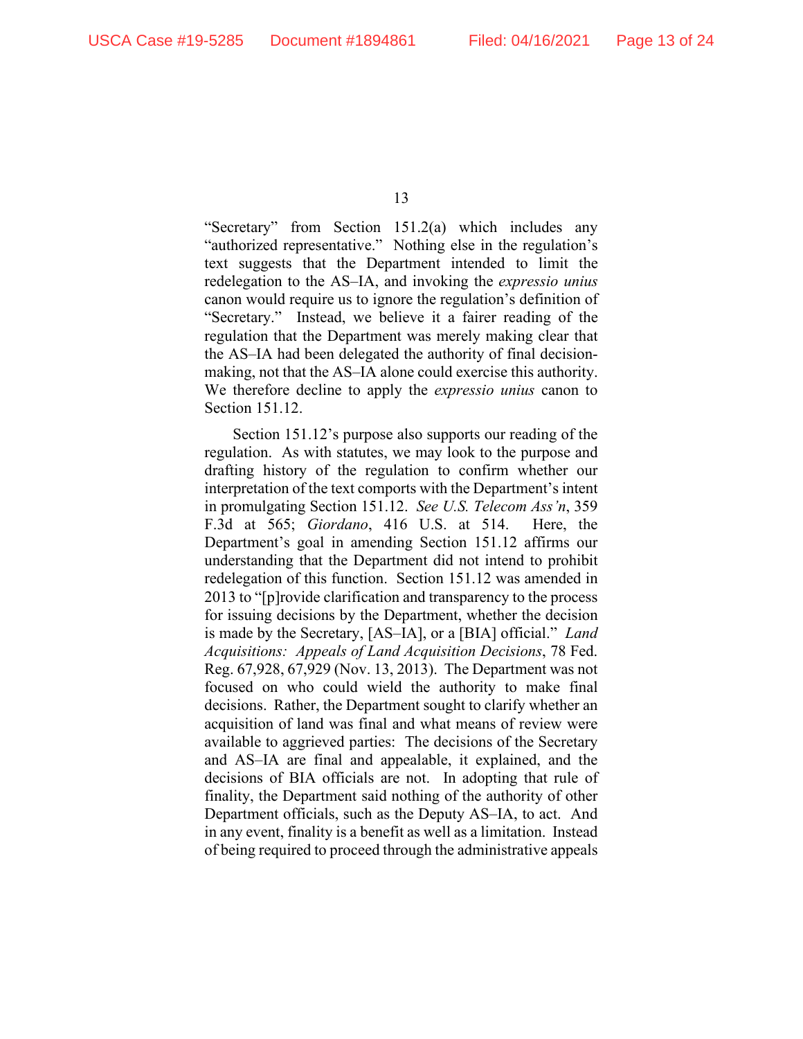"Secretary" from Section 151.2(a) which includes any "authorized representative." Nothing else in the regulation's text suggests that the Department intended to limit the redelegation to the AS–IA, and invoking the *expressio unius* canon would require us to ignore the regulation's definition of "Secretary." Instead, we believe it a fairer reading of the regulation that the Department was merely making clear that the AS–IA had been delegated the authority of final decision-making, not that the AS–IA alone could exercise this authority. We therefore decline to apply the *expressio unius* canon to Section 151.12.

Section 151.12's purpose also supports our reading of the regulation. As with statutes, we may look to the purpose and drafting history of the regulation to confirm whether our interpretation of the text comports with the Department's intent in promulgating Section 151.12. *See U.S. Telecom Ass'n*, 359 F.3d at 565; *Giordano*, 416 U.S. at 514. Here, the Department's goal in amending Section 151.12 affirms our understanding that the Department did not intend to prohibit redelegation of this function. Section 151.12 was amended in 2013 to "[p]rovide clarification and transparency to the process for issuing decisions by the Department, whether the decision is made by the Secretary, [AS–IA], or a [BIA] official." *Land Acquisitions: Appeals of Land Acquisition Decisions*, 78 Fed. Reg. 67,928, 67,929 (Nov. 13, 2013). The Department was not focused on who could wield the authority to make final decisions. Rather, the Department sought to clarify whether an acquisition of land was final and what means of review were available to aggrieved parties: The decisions of the Secretary and AS–IA are final and appealable, it explained, and the decisions of BIA officials are not. In adopting that rule of finality, the Department said nothing of the authority of other Department officials, such as the Deputy AS–IA, to act. And in any event, finality is a benefit as well as a limitation. Instead of being required to proceed through the administrative appeals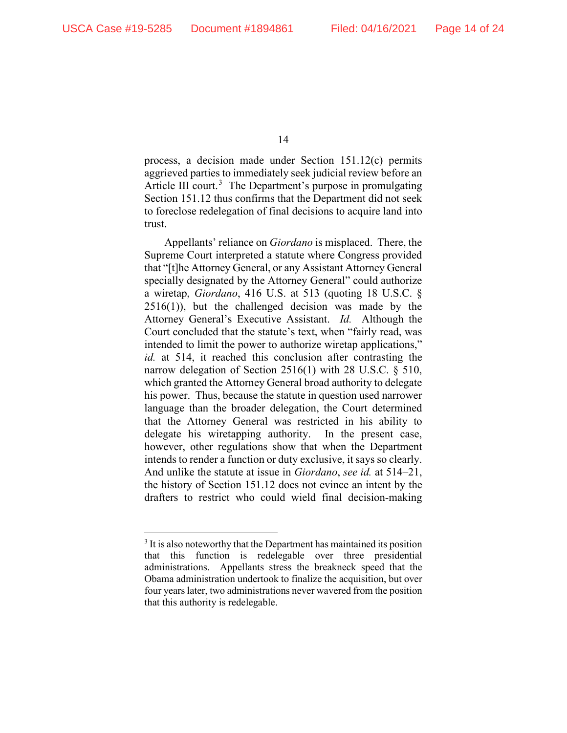process, a decision made under Section 151.12(c) permits aggrieved parties to immediately seek judicial review before an Article III court.[3] The Department's purpose in promulgating Section 151.12 thus confirms that the Department did not seek to foreclose redelegation of final decisions to acquire land into trust.

Appellants' reliance on *Giordano* is misplaced. There, the Supreme Court interpreted a statute where Congress provided that "[t]he Attorney General, or any Assistant Attorney General specially designated by the Attorney General" could authorize a wiretap, *Giordano*, 416 U.S. at 513 (quoting 18 U.S.C. § 2516(1)), but the challenged decision was made by the Attorney General's Executive Assistant. *Id.* Although the Court concluded that the statute's text, when "fairly read, was intended to limit the power to authorize wiretap applications," *id.* at 514, it reached this conclusion after contrasting the narrow delegation of Section 2516(1) with 28 U.S.C. § 510, which granted the Attorney General broad authority to delegate his power. Thus, because the statute in question used narrower language than the broader delegation, the Court determined that the Attorney General was restricted in his ability to delegate his wiretapping authority. In the present case, however, other regulations show that when the Department intends to render a function or duty exclusive, it says so clearly. And unlike the statute at issue in *Giordano*, *see id.* at 514–21, the history of Section 151.12 does not evince an intent by the drafters to restrict who could wield final decision-making

[3] It is also noteworthy that the Department has maintained its position that this function is redelegable over three presidential administrations. Appellants stress the breakneck speed that the Obama administration undertook to finalize the acquisition, but over four years later, two administrations never wavered from the position that this authority is redelegable.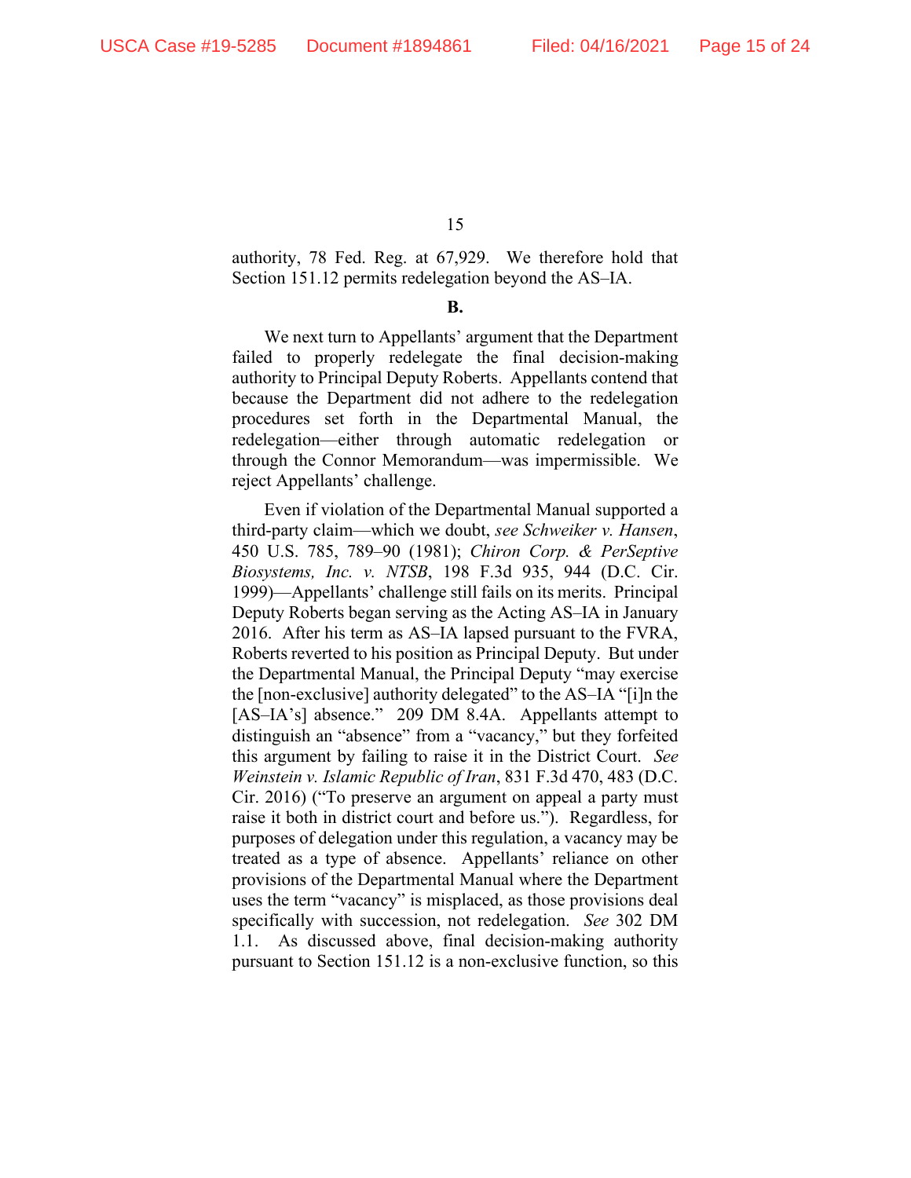authority, 78 Fed. Reg. at 67,929. We therefore hold that Section 151.12 permits redelegation beyond the AS–IA.

**B.**

We next turn to Appellants' argument that the Department failed to properly redelegate the final decision-making authority to Principal Deputy Roberts. Appellants contend that because the Department did not adhere to the redelegation procedures set forth in the Departmental Manual, the redelegation—either through automatic redelegation or through the Connor Memorandum—was impermissible. We reject Appellants' challenge.

Even if violation of the Departmental Manual supported a third-party claim—which we doubt, *see Schweiker v. Hansen*, 450 U.S. 785, 789–90 (1981); *Chiron Corp. & PerSeptive Biosystems, Inc. v. NTSB*, 198 F.3d 935, 944 (D.C. Cir. 1999)—Appellants' challenge still fails on its merits. Principal Deputy Roberts began serving as the Acting AS–IA in January 2016. After his term as AS–IA lapsed pursuant to the FVRA, Roberts reverted to his position as Principal Deputy. But under the Departmental Manual, the Principal Deputy "may exercise the [non-exclusive] authority delegated" to the AS–IA "[i]n the [AS–IA's] absence." 209 DM 8.4A. Appellants attempt to distinguish an "absence" from a "vacancy," but they forfeited this argument by failing to raise it in the District Court. *See Weinstein v. Islamic Republic of Iran*, 831 F.3d 470, 483 (D.C. Cir. 2016) ("To preserve an argument on appeal a party must raise it both in district court and before us."). Regardless, for purposes of delegation under this regulation, a vacancy may be treated as a type of absence. Appellants' reliance on other provisions of the Departmental Manual where the Department uses the term "vacancy" is misplaced, as those provisions deal specifically with succession, not redelegation. *See* 302 DM 1.1. As discussed above, final decision-making authority pursuant to Section 151.12 is a non-exclusive function, so this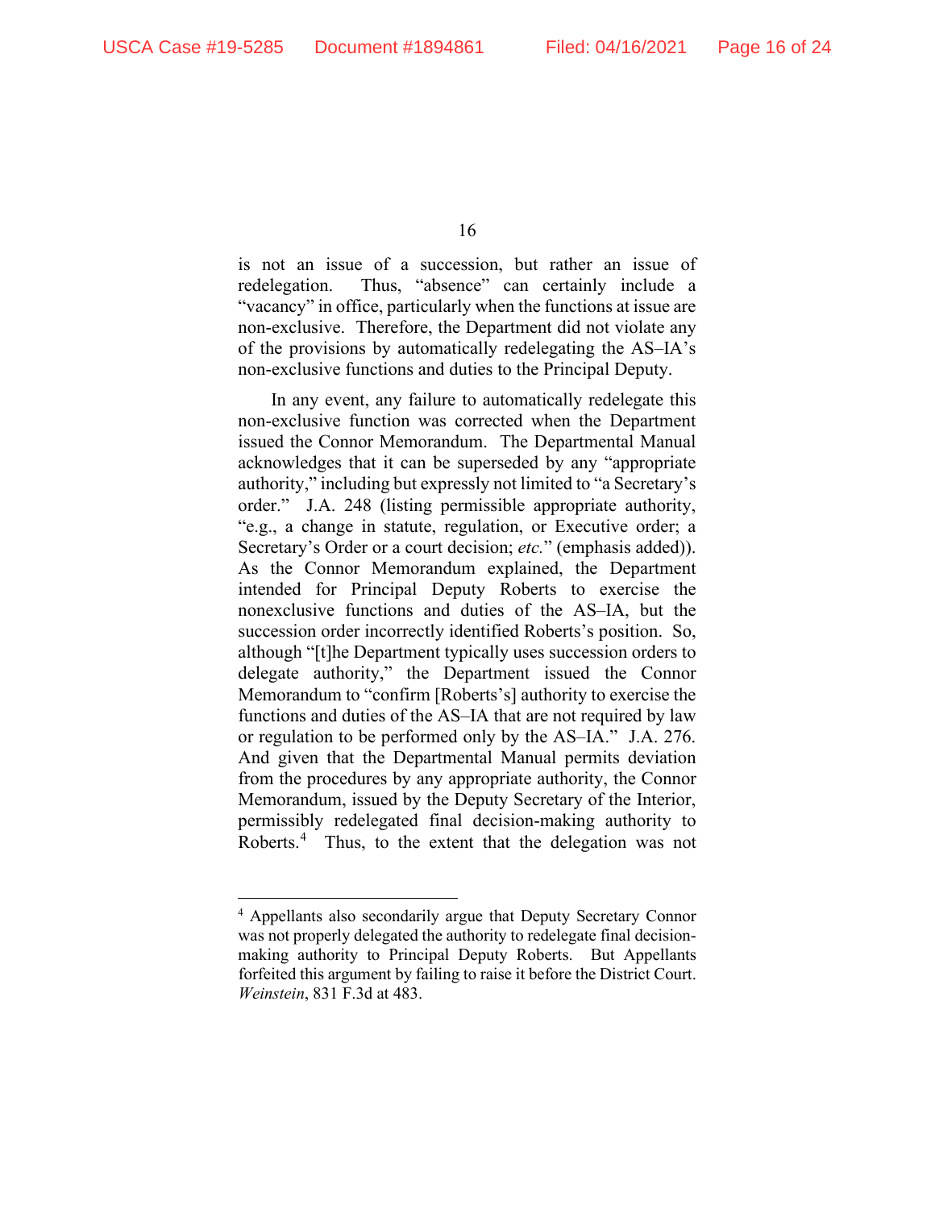is not an issue of a succession, but rather an issue of redelegation. Thus, "absence" can certainly include a "vacancy" in office, particularly when the functions at issue are non-exclusive. Therefore, the Department did not violate any of the provisions by automatically redelegating the AS–IA's non-exclusive functions and duties to the Principal Deputy.

In any event, any failure to automatically redelegate this non-exclusive function was corrected when the Department issued the Connor Memorandum. The Departmental Manual acknowledges that it can be superseded by any "appropriate authority," including but expressly not limited to "a Secretary's order." J.A. 248 (listing permissible appropriate authority, "e.g., a change in statute, regulation, or Executive order; a Secretary's Order or a court decision; *etc.*" (emphasis added)). As the Connor Memorandum explained, the Department intended for Principal Deputy Roberts to exercise the nonexclusive functions and duties of the AS–IA, but the succession order incorrectly identified Roberts's position. So, although "[t]he Department typically uses succession orders to delegate authority," the Department issued the Connor Memorandum to "confirm [Roberts's] authority to exercise the functions and duties of the AS–IA that are not required by law or regulation to be performed only by the AS–IA." J.A. 276. And given that the Departmental Manual permits deviation from the procedures by any appropriate authority, the Connor Memorandum, issued by the Deputy Secretary of the Interior, permissibly redelegated final decision-making authority to Roberts.[4] Thus, to the extent that the delegation was not

[4] Appellants also secondarily argue that Deputy Secretary Connor was not properly delegated the authority to redelegate final decision-making authority to Principal Deputy Roberts. But Appellants forfeited this argument by failing to raise it before the District Court. *Weinstein*, 831 F.3d at 483.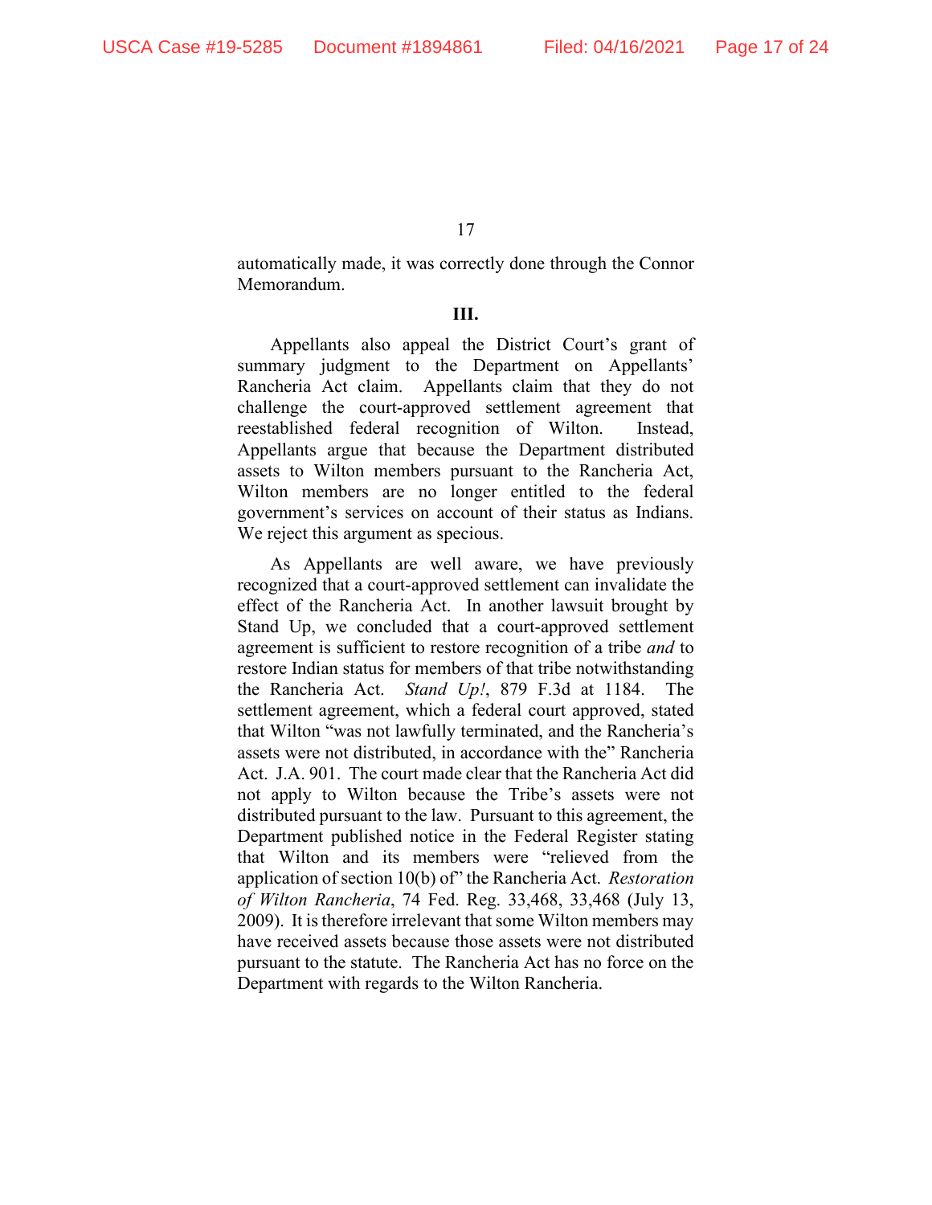automatically made, it was correctly done through the Connor Memorandum.

### III.

Appellants also appeal the District Court's grant of summary judgment to the Department on Appellants' Rancheria Act claim. Appellants claim that they do not challenge the court-approved settlement agreement that reestablished federal recognition of Wilton. Instead, Appellants argue that because the Department distributed assets to Wilton members pursuant to the Rancheria Act, Wilton members are no longer entitled to the federal government's services on account of their status as Indians. We reject this argument as specious.

As Appellants are well aware, we have previously recognized that a court-approved settlement can invalidate the effect of the Rancheria Act. In another lawsuit brought by Stand Up, we concluded that a court-approved settlement agreement is sufficient to restore recognition of a tribe *and* to restore Indian status for members of that tribe notwithstanding the Rancheria Act. *Stand Up!*, 879 F.3d at 1184. The settlement agreement, which a federal court approved, stated that Wilton "was not lawfully terminated, and the Rancheria's assets were not distributed, in accordance with the" Rancheria Act. J.A. 901. The court made clear that the Rancheria Act did not apply to Wilton because the Tribe's assets were not distributed pursuant to the law. Pursuant to this agreement, the Department published notice in the Federal Register stating that Wilton and its members were "relieved from the application of section 10(b) of" the Rancheria Act. *Restoration of Wilton Rancheria*, 74 Fed. Reg. 33,468, 33,468 (July 13, 2009). It is therefore irrelevant that some Wilton members may have received assets because those assets were not distributed pursuant to the statute. The Rancheria Act has no force on the Department with regards to the Wilton Rancheria.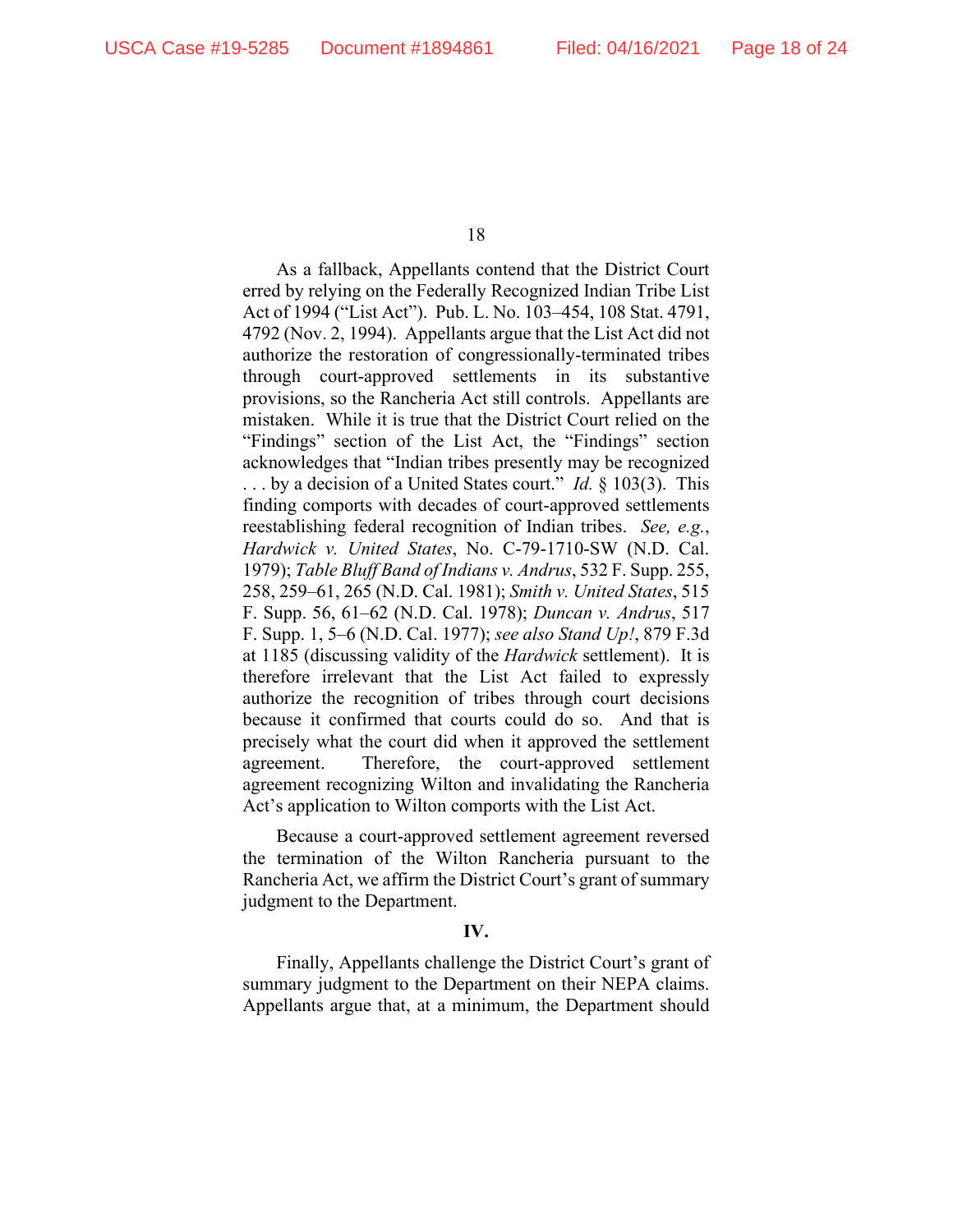As a fallback, Appellants contend that the District Court erred by relying on the Federally Recognized Indian Tribe List Act of 1994 ("List Act"). Pub. L. No. 103–454, 108 Stat. 4791, 4792 (Nov. 2, 1994). Appellants argue that the List Act did not authorize the restoration of congressionally-terminated tribes through court-approved settlements in its substantive provisions, so the Rancheria Act still controls. Appellants are mistaken. While it is true that the District Court relied on the "Findings" section of the List Act, the "Findings" section acknowledges that "Indian tribes presently may be recognized . . . by a decision of a United States court." *Id.* § 103(3). This finding comports with decades of court-approved settlements reestablishing federal recognition of Indian tribes. *See, e.g.*, *Hardwick v. United States*, No. C-79-1710-SW (N.D. Cal. 1979); *Table Bluff Band of Indians v. Andrus*, 532 F. Supp. 255, 258, 259–61, 265 (N.D. Cal. 1981); *Smith v. United States*, 515 F. Supp. 56, 61–62 (N.D. Cal. 1978); *Duncan v. Andrus*, 517 F. Supp. 1, 5–6 (N.D. Cal. 1977); *see also Stand Up!*, 879 F.3d at 1185 (discussing validity of the *Hardwick* settlement). It is therefore irrelevant that the List Act failed to expressly authorize the recognition of tribes through court decisions because it confirmed that courts could do so. And that is precisely what the court did when it approved the settlement agreement. Therefore, the court-approved settlement agreement recognizing Wilton and invalidating the Rancheria Act's application to Wilton comports with the List Act.

Because a court-approved settlement agreement reversed the termination of the Wilton Rancheria pursuant to the Rancheria Act, we affirm the District Court's grant of summary judgment to the Department.

## IV.

Finally, Appellants challenge the District Court's grant of summary judgment to the Department on their NEPA claims. Appellants argue that, at a minimum, the Department should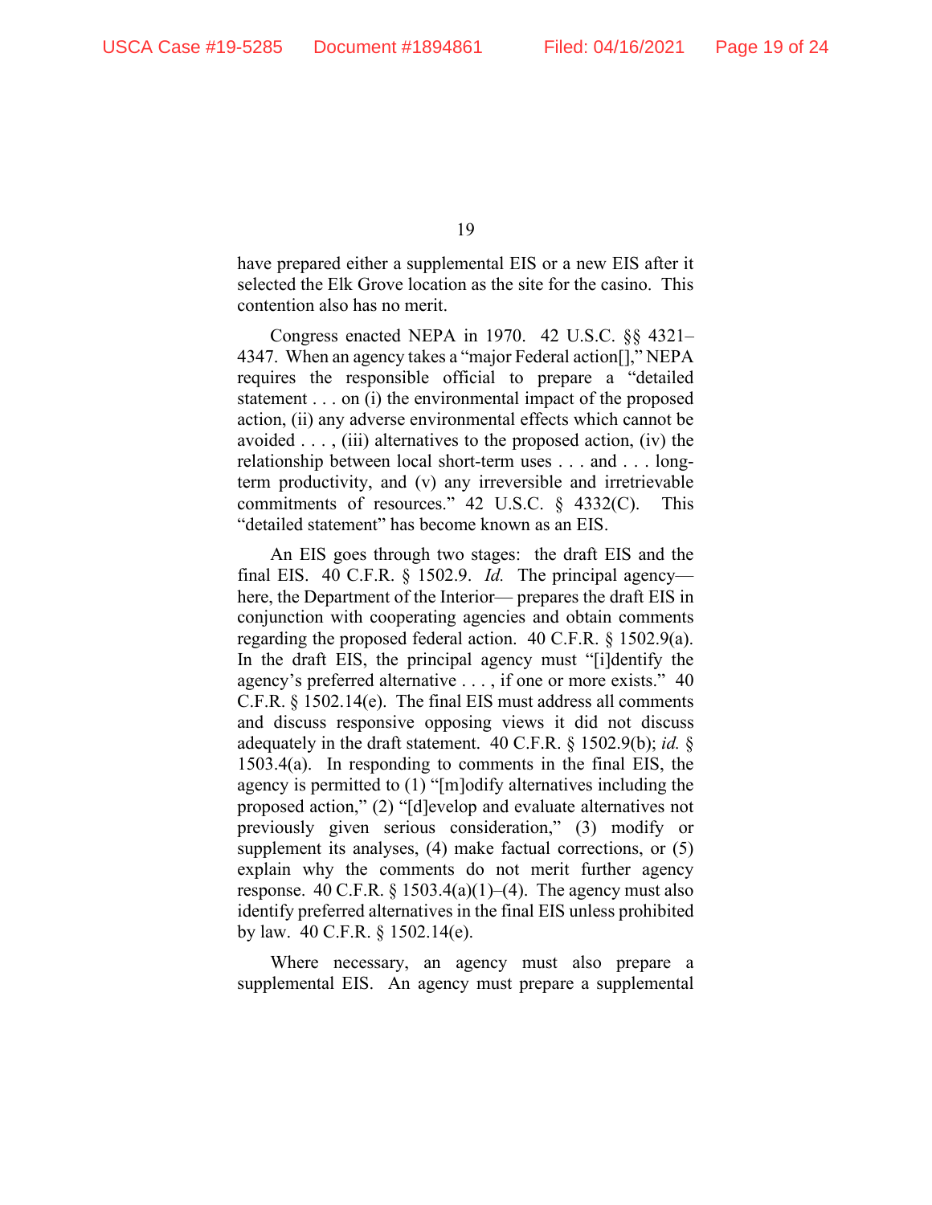have prepared either a supplemental EIS or a new EIS after it selected the Elk Grove location as the site for the casino. This contention also has no merit.

Congress enacted NEPA in 1970. 42 U.S.C. §§ 4321–4347. When an agency takes a "major Federal action[]," NEPA requires the responsible official to prepare a "detailed statement . . . on (i) the environmental impact of the proposed action, (ii) any adverse environmental effects which cannot be avoided . . . , (iii) alternatives to the proposed action, (iv) the relationship between local short-term uses . . . and . . . long-term productivity, and (v) any irreversible and irretrievable commitments of resources." 42 U.S.C. § 4332(C). This "detailed statement" has become known as an EIS.

An EIS goes through two stages: the draft EIS and the final EIS. 40 C.F.R. § 1502.9. *Id.* The principal agency—here, the Department of the Interior— prepares the draft EIS in conjunction with cooperating agencies and obtain comments regarding the proposed federal action. 40 C.F.R. § 1502.9(a). In the draft EIS, the principal agency must "[i]dentify the agency's preferred alternative . . . , if one or more exists." 40 C.F.R. § 1502.14(e). The final EIS must address all comments and discuss responsive opposing views it did not discuss adequately in the draft statement. 40 C.F.R. § 1502.9(b); *id.* § 1503.4(a). In responding to comments in the final EIS, the agency is permitted to (1) "[m]odify alternatives including the proposed action," (2) "[d]evelop and evaluate alternatives not previously given serious consideration," (3) modify or supplement its analyses, (4) make factual corrections, or (5) explain why the comments do not merit further agency response. 40 C.F.R. § 1503.4(a)(1)–(4). The agency must also identify preferred alternatives in the final EIS unless prohibited by law. 40 C.F.R. § 1502.14(e).

Where necessary, an agency must also prepare a supplemental EIS. An agency must prepare a supplemental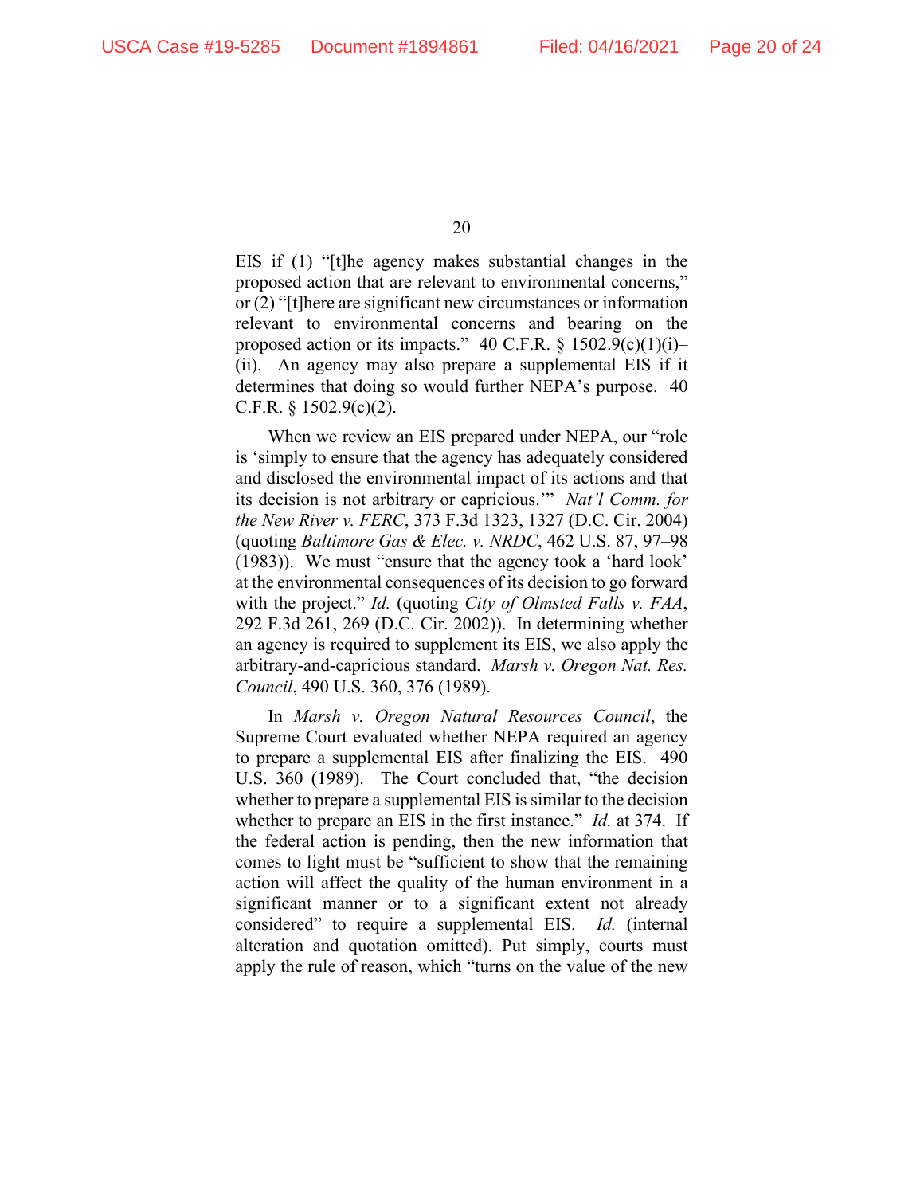EIS if (1) "[t]he agency makes substantial changes in the proposed action that are relevant to environmental concerns," or (2) "[t]here are significant new circumstances or information relevant to environmental concerns and bearing on the proposed action or its impacts." 40 C.F.R. § 1502.9(c)(1)(i)–(ii). An agency may also prepare a supplemental EIS if it determines that doing so would further NEPA's purpose. 40 C.F.R. § 1502.9(c)(2).

When we review an EIS prepared under NEPA, our "role is 'simply to ensure that the agency has adequately considered and disclosed the environmental impact of its actions and that its decision is not arbitrary or capricious.'" *Nat'l Comm. for the New River v. FERC*, 373 F.3d 1323, 1327 (D.C. Cir. 2004) (quoting *Baltimore Gas & Elec. v. NRDC*, 462 U.S. 87, 97–98 (1983)). We must "ensure that the agency took a 'hard look' at the environmental consequences of its decision to go forward with the project." *Id.* (quoting *City of Olmsted Falls v. FAA*, 292 F.3d 261, 269 (D.C. Cir. 2002)). In determining whether an agency is required to supplement its EIS, we also apply the arbitrary-and-capricious standard. *Marsh v. Oregon Nat. Res. Council*, 490 U.S. 360, 376 (1989).

In *Marsh v. Oregon Natural Resources Council*, the Supreme Court evaluated whether NEPA required an agency to prepare a supplemental EIS after finalizing the EIS. 490 U.S. 360 (1989). The Court concluded that, "the decision whether to prepare a supplemental EIS is similar to the decision whether to prepare an EIS in the first instance." *Id.* at 374. If the federal action is pending, then the new information that comes to light must be "sufficient to show that the remaining action will affect the quality of the human environment in a significant manner or to a significant extent not already considered" to require a supplemental EIS. *Id.* (internal alteration and quotation omitted). Put simply, courts must apply the rule of reason, which "turns on the value of the new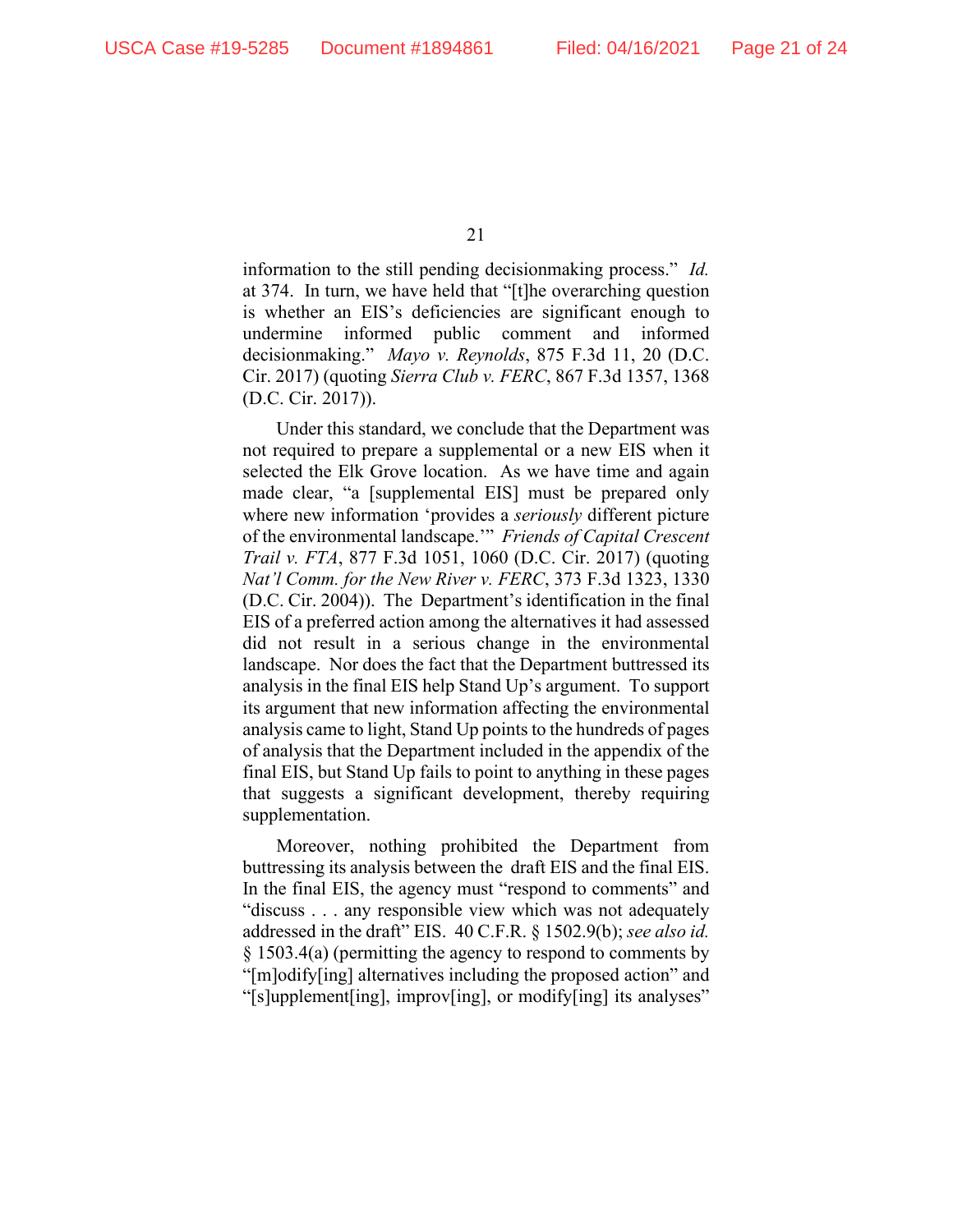information to the still pending decisionmaking process." *Id.* at 374. In turn, we have held that "[t]he overarching question is whether an EIS's deficiencies are significant enough to undermine informed public comment and informed decisionmaking." *Mayo v. Reynolds*, 875 F.3d 11, 20 (D.C. Cir. 2017) (quoting *Sierra Club v. FERC*, 867 F.3d 1357, 1368 (D.C. Cir. 2017)).

Under this standard, we conclude that the Department was not required to prepare a supplemental or a new EIS when it selected the Elk Grove location. As we have time and again made clear, "a [supplemental EIS] must be prepared only where new information 'provides a *seriously* different picture of the environmental landscape.'" *Friends of Capital Crescent Trail v. FTA*, 877 F.3d 1051, 1060 (D.C. Cir. 2017) (quoting *Nat'l Comm. for the New River v. FERC*, 373 F.3d 1323, 1330 (D.C. Cir. 2004)). The Department's identification in the final EIS of a preferred action among the alternatives it had assessed did not result in a serious change in the environmental landscape. Nor does the fact that the Department buttressed its analysis in the final EIS help Stand Up's argument. To support its argument that new information affecting the environmental analysis came to light, Stand Up points to the hundreds of pages of analysis that the Department included in the appendix of the final EIS, but Stand Up fails to point to anything in these pages that suggests a significant development, thereby requiring supplementation.

Moreover, nothing prohibited the Department from buttressing its analysis between the draft EIS and the final EIS. In the final EIS, the agency must "respond to comments" and "discuss . . . any responsible view which was not adequately addressed in the draft" EIS. 40 C.F.R. § 1502.9(b); *see also id.* § 1503.4(a) (permitting the agency to respond to comments by "[m]odify[ing] alternatives including the proposed action" and "[s]upplement[ing], improv[ing], or modify[ing] its analyses"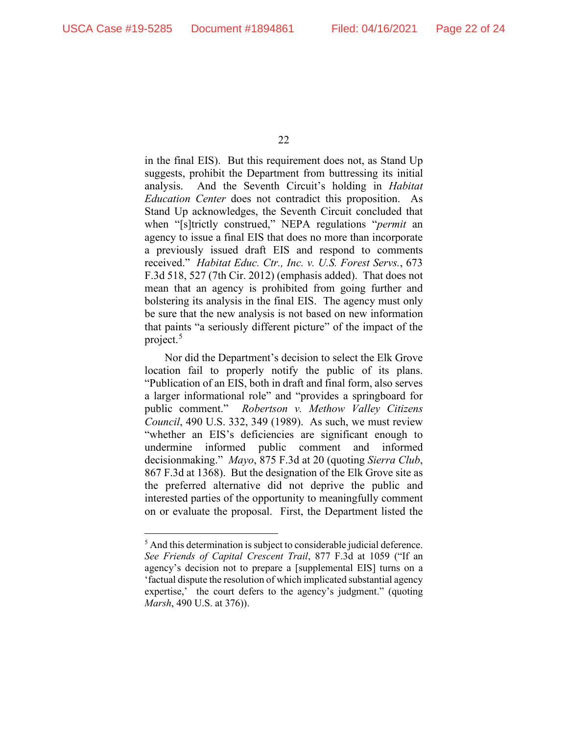in the final EIS). But this requirement does not, as Stand Up suggests, prohibit the Department from buttressing its initial analysis. And the Seventh Circuit's holding in *Habitat Education Center* does not contradict this proposition. As Stand Up acknowledges, the Seventh Circuit concluded that when "[s]trictly construed," NEPA regulations "*permit* an agency to issue a final EIS that does no more than incorporate a previously issued draft EIS and respond to comments received." *Habitat Educ. Ctr., Inc. v. U.S. Forest Servs.*, 673 F.3d 518, 527 (7th Cir. 2012) (emphasis added). That does not mean that an agency is prohibited from going further and bolstering its analysis in the final EIS. The agency must only be sure that the new analysis is not based on new information that paints "a seriously different picture" of the impact of the project.[5]

Nor did the Department's decision to select the Elk Grove location fail to properly notify the public of its plans. "Publication of an EIS, both in draft and final form, also serves a larger informational role" and "provides a springboard for public comment." *Robertson v. Methow Valley Citizens Council*, 490 U.S. 332, 349 (1989). As such, we must review "whether an EIS's deficiencies are significant enough to undermine informed public comment and informed decisionmaking." *Mayo*, 875 F.3d at 20 (quoting *Sierra Club*, 867 F.3d at 1368). But the designation of the Elk Grove site as the preferred alternative did not deprive the public and interested parties of the opportunity to meaningfully comment on or evaluate the proposal. First, the Department listed the

[5] And this determination is subject to considerable judicial deference. *See Friends of Capital Crescent Trail*, 877 F.3d at 1059 ("If an agency's decision not to prepare a [supplemental EIS] turns on a 'factual dispute the resolution of which implicated substantial agency expertise,' the court defers to the agency's judgment." (quoting *Marsh*, 490 U.S. at 376)).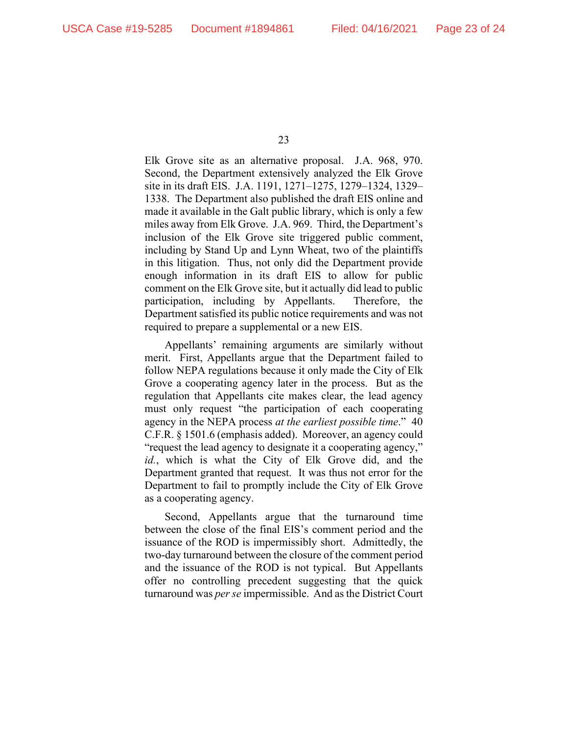Elk Grove site as an alternative proposal. J.A. 968, 970. Second, the Department extensively analyzed the Elk Grove site in its draft EIS. J.A. 1191, 1271–1275, 1279–1324, 1329–1338. The Department also published the draft EIS online and made it available in the Galt public library, which is only a few miles away from Elk Grove. J.A. 969. Third, the Department's inclusion of the Elk Grove site triggered public comment, including by Stand Up and Lynn Wheat, two of the plaintiffs in this litigation. Thus, not only did the Department provide enough information in its draft EIS to allow for public comment on the Elk Grove site, but it actually did lead to public participation, including by Appellants. Therefore, the Department satisfied its public notice requirements and was not required to prepare a supplemental or a new EIS.

Appellants' remaining arguments are similarly without merit. First, Appellants argue that the Department failed to follow NEPA regulations because it only made the City of Elk Grove a cooperating agency later in the process. But as the regulation that Appellants cite makes clear, the lead agency must only request "the participation of each cooperating agency in the NEPA process *at the earliest possible time*." 40 C.F.R. § 1501.6 (emphasis added). Moreover, an agency could "request the lead agency to designate it a cooperating agency," *id.*, which is what the City of Elk Grove did, and the Department granted that request. It was thus not error for the Department to fail to promptly include the City of Elk Grove as a cooperating agency.

Second, Appellants argue that the turnaround time between the close of the final EIS's comment period and the issuance of the ROD is impermissibly short. Admittedly, the two-day turnaround between the closure of the comment period and the issuance of the ROD is not typical. But Appellants offer no controlling precedent suggesting that the quick turnaround was *per se* impermissible. And as the District Court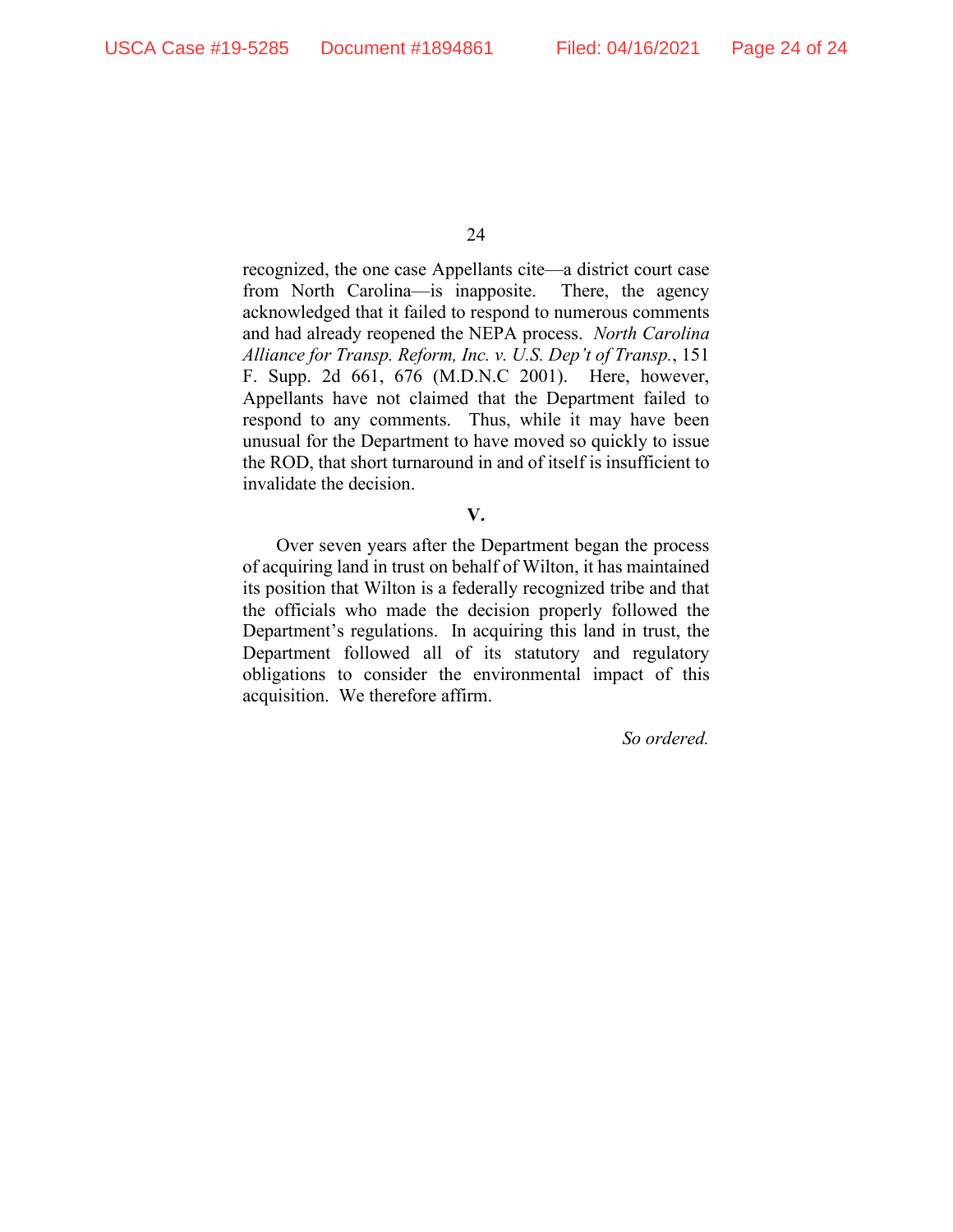recognized, the one case Appellants cite—a district court case from North Carolina—is inapposite. There, the agency acknowledged that it failed to respond to numerous comments and had already reopened the NEPA process. *North Carolina Alliance for Transp. Reform, Inc. v. U.S. Dep't of Transp.*, 151 F. Supp. 2d 661, 676 (M.D.N.C 2001). Here, however, Appellants have not claimed that the Department failed to respond to any comments. Thus, while it may have been unusual for the Department to have moved so quickly to issue the ROD, that short turnaround in and of itself is insufficient to invalidate the decision.

## V.

Over seven years after the Department began the process of acquiring land in trust on behalf of Wilton, it has maintained its position that Wilton is a federally recognized tribe and that the officials who made the decision properly followed the Department's regulations. In acquiring this land in trust, the Department followed all of its statutory and regulatory obligations to consider the environmental impact of this acquisition. We therefore affirm.

*So ordered.*